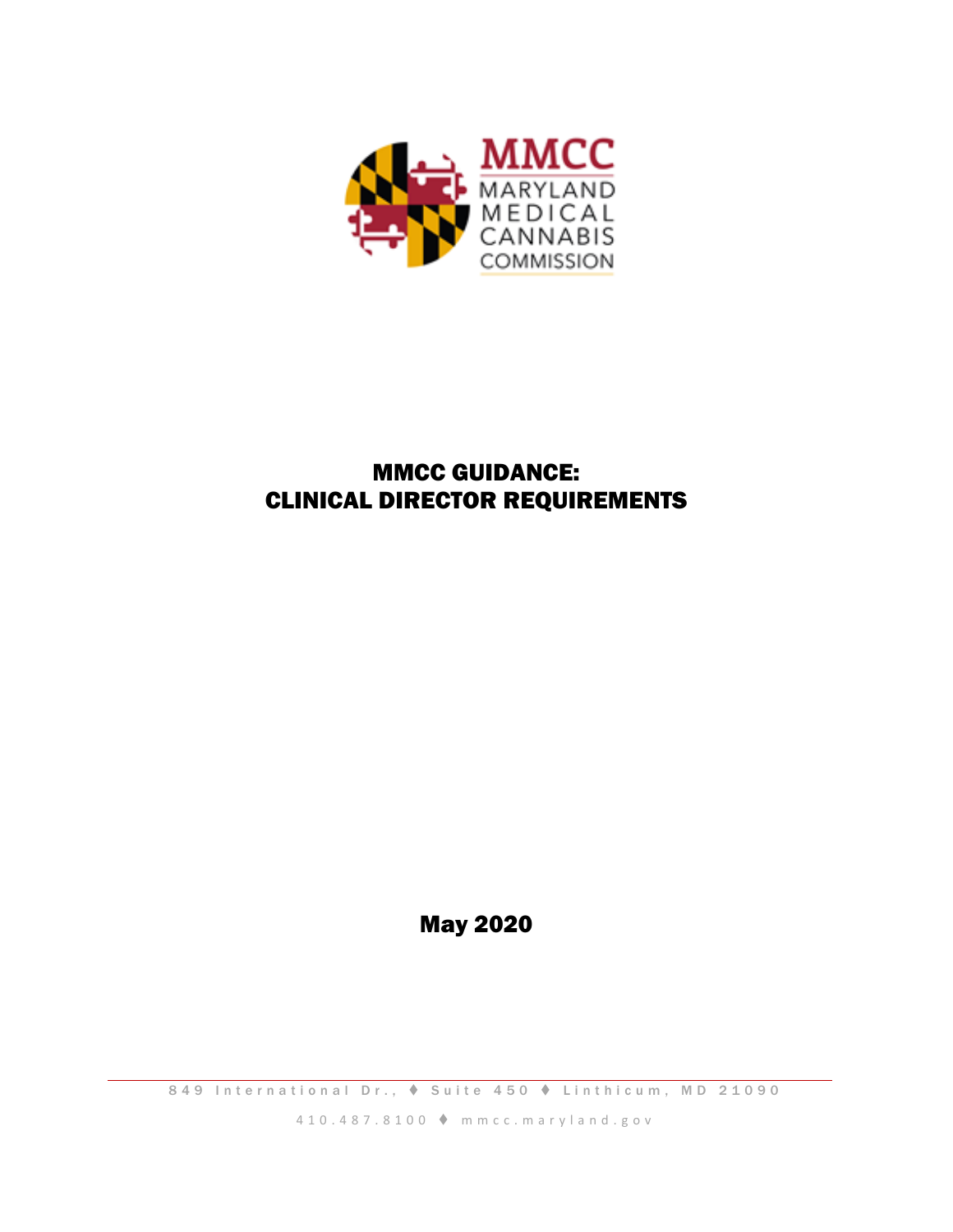MMCC
MARYLAND
MEDICAL
CANNABIS
COMMISSION

# MMCC GUIDANCE: CLINICAL DIRECTOR REQUIREMENTS

May 2020

849 International Dr., ♦ Suite 450 ♦ Linthicum, MD 21090

410.487.8100 ♦ mmcc.maryland.gov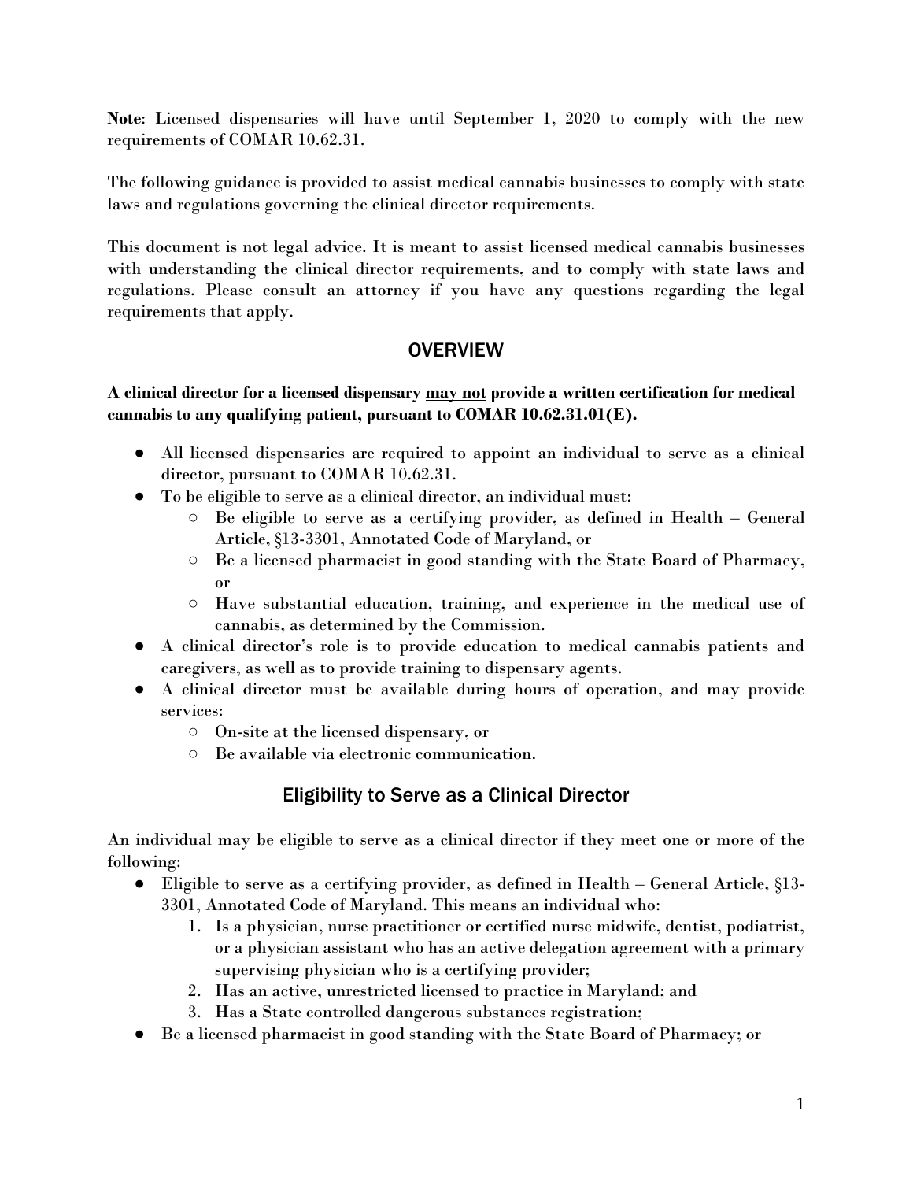**Note**: Licensed dispensaries will have until September 1, 2020 to comply with the new requirements of COMAR 10.62.31.

The following guidance is provided to assist medical cannabis businesses to comply with state laws and regulations governing the clinical director requirements.

This document is not legal advice. It is meant to assist licensed medical cannabis businesses with understanding the clinical director requirements, and to comply with state laws and regulations. Please consult an attorney if you have any questions regarding the legal requirements that apply.

## OVERVIEW

**A clinical director for a licensed dispensary <u>may not</u> provide a written certification for medical cannabis to any qualifying patient, pursuant to COMAR 10.62.31.01(E).**

- All licensed dispensaries are required to appoint an individual to serve as a clinical director, pursuant to COMAR 10.62.31.
- To be eligible to serve as a clinical director, an individual must:
  - Be eligible to serve as a certifying provider, as defined in Health – General Article, §13-3301, Annotated Code of Maryland, or
  - Be a licensed pharmacist in good standing with the State Board of Pharmacy, or
  - Have substantial education, training, and experience in the medical use of cannabis, as determined by the Commission.
- A clinical director's role is to provide education to medical cannabis patients and caregivers, as well as to provide training to dispensary agents.
- A clinical director must be available during hours of operation, and may provide services:
  - On-site at the licensed dispensary, or
  - Be available via electronic communication.

## Eligibility to Serve as a Clinical Director

An individual may be eligible to serve as a clinical director if they meet one or more of the following:

- Eligible to serve as a certifying provider, as defined in Health – General Article, §13-3301, Annotated Code of Maryland. This means an individual who:
  1. Is a physician, nurse practitioner or certified nurse midwife, dentist, podiatrist, or a physician assistant who has an active delegation agreement with a primary supervising physician who is a certifying provider;
  2. Has an active, unrestricted licensed to practice in Maryland; and
  3. Has a State controlled dangerous substances registration;
- Be a licensed pharmacist in good standing with the State Board of Pharmacy; or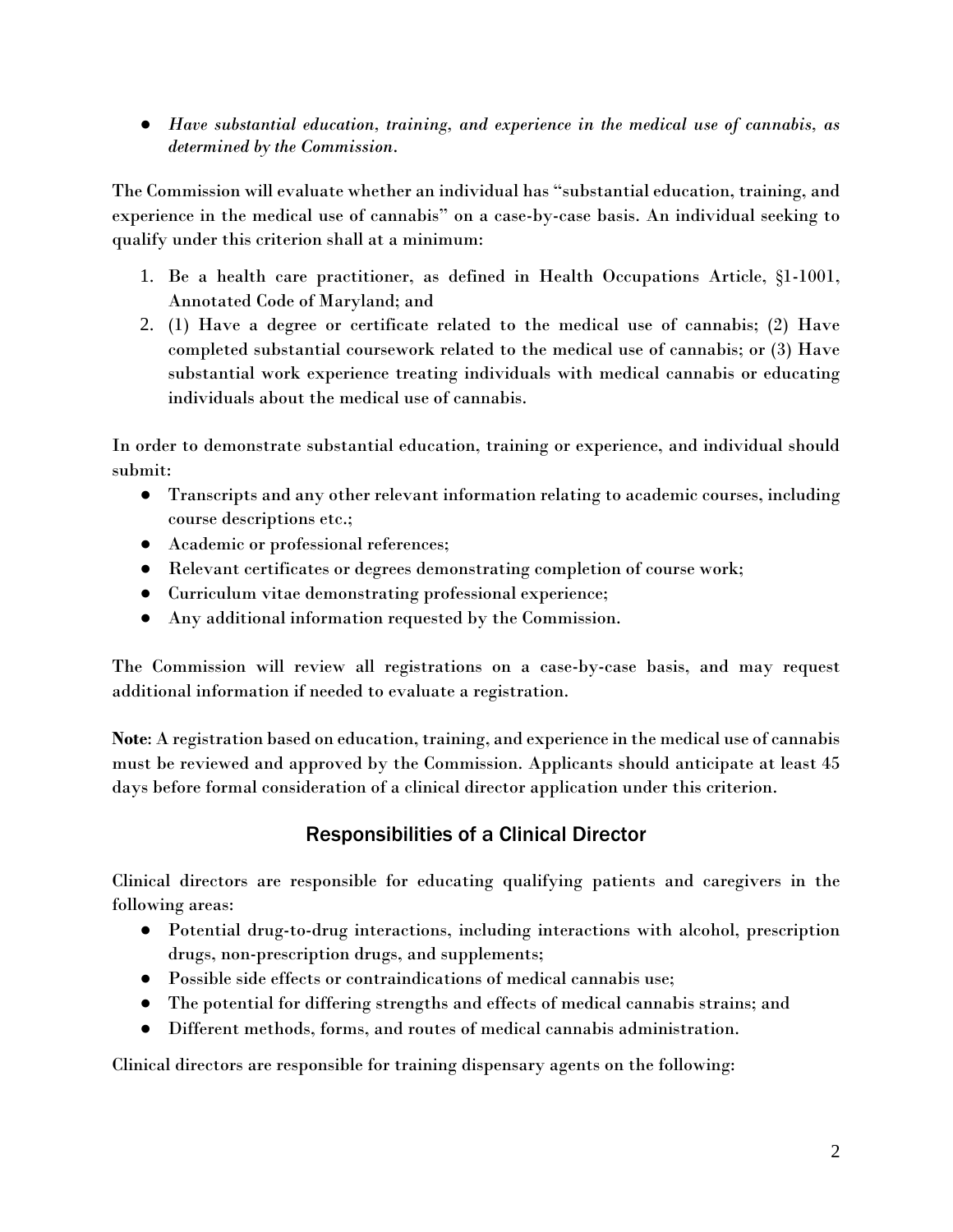- *Have substantial education, training, and experience in the medical use of cannabis, as determined by the Commission.*

The Commission will evaluate whether an individual has "substantial education, training, and experience in the medical use of cannabis" on a case-by-case basis. An individual seeking to qualify under this criterion shall at a minimum:

1. Be a health care practitioner, as defined in Health Occupations Article, §1-1001, Annotated Code of Maryland; and
2. (1) Have a degree or certificate related to the medical use of cannabis; (2) Have completed substantial coursework related to the medical use of cannabis; or (3) Have substantial work experience treating individuals with medical cannabis or educating individuals about the medical use of cannabis.

In order to demonstrate substantial education, training or experience, and individual should submit:

- Transcripts and any other relevant information relating to academic courses, including course descriptions etc.;
- Academic or professional references;
- Relevant certificates or degrees demonstrating completion of course work;
- Curriculum vitae demonstrating professional experience;
- Any additional information requested by the Commission.

The Commission will review all registrations on a case-by-case basis, and may request additional information if needed to evaluate a registration.

**Note**: A registration based on education, training, and experience in the medical use of cannabis must be reviewed and approved by the Commission. Applicants should anticipate at least 45 days before formal consideration of a clinical director application under this criterion.

## Responsibilities of a Clinical Director

Clinical directors are responsible for educating qualifying patients and caregivers in the following areas:

- Potential drug-to-drug interactions, including interactions with alcohol, prescription drugs, non-prescription drugs, and supplements;
- Possible side effects or contraindications of medical cannabis use;
- The potential for differing strengths and effects of medical cannabis strains; and
- Different methods, forms, and routes of medical cannabis administration.

Clinical directors are responsible for training dispensary agents on the following: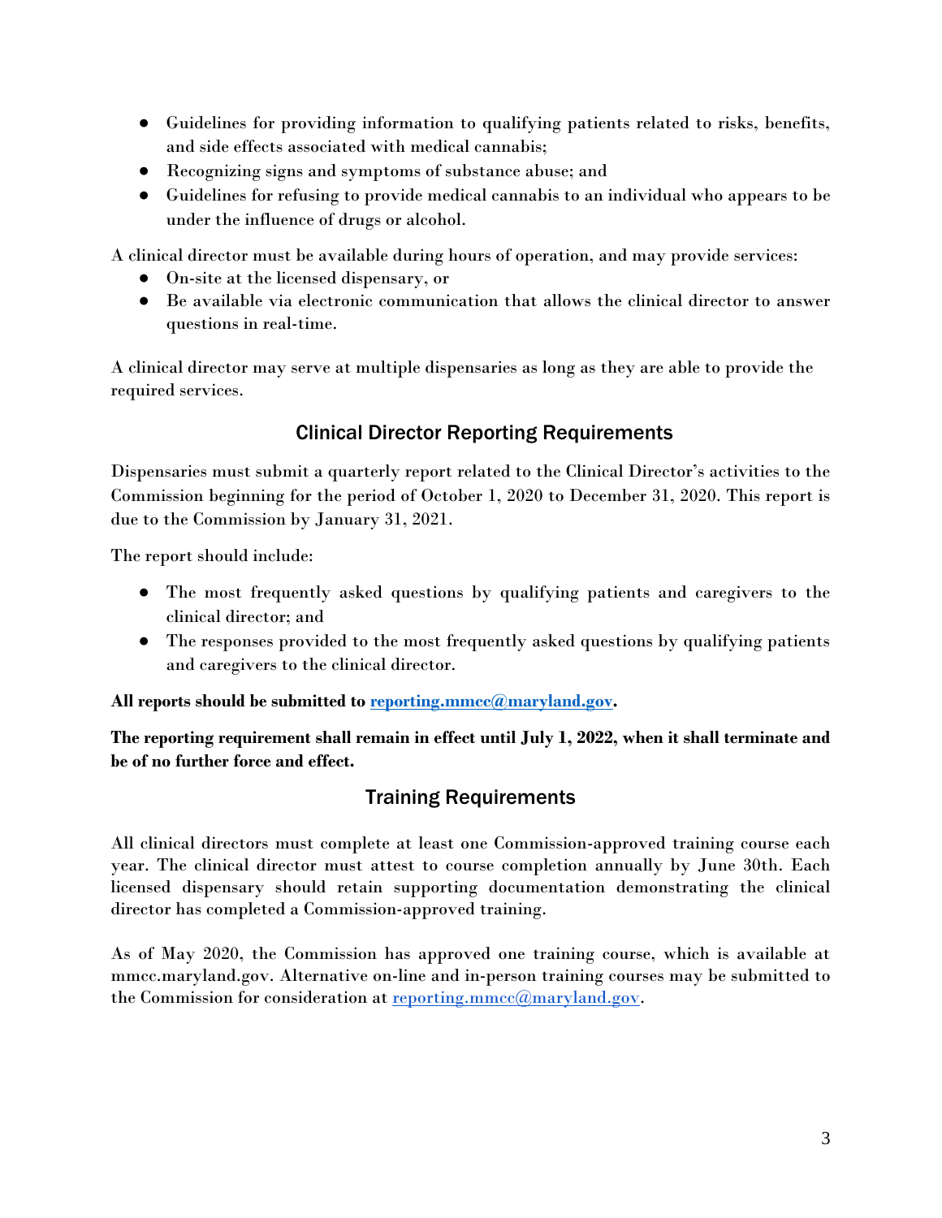- Guidelines for providing information to qualifying patients related to risks, benefits, and side effects associated with medical cannabis;
- Recognizing signs and symptoms of substance abuse; and
- Guidelines for refusing to provide medical cannabis to an individual who appears to be under the influence of drugs or alcohol.

A clinical director must be available during hours of operation, and may provide services:

- On-site at the licensed dispensary, or
- Be available via electronic communication that allows the clinical director to answer questions in real-time.

A clinical director may serve at multiple dispensaries as long as they are able to provide the required services.

## Clinical Director Reporting Requirements

Dispensaries must submit a quarterly report related to the Clinical Director's activities to the Commission beginning for the period of October 1, 2020 to December 31, 2020. This report is due to the Commission by January 31, 2021.

The report should include:

- The most frequently asked questions by qualifying patients and caregivers to the clinical director; and
- The responses provided to the most frequently asked questions by qualifying patients and caregivers to the clinical director.

**All reports should be submitted to reporting.mmcc@maryland.gov.**

**The reporting requirement shall remain in effect until July 1, 2022, when it shall terminate and be of no further force and effect.**

## Training Requirements

All clinical directors must complete at least one Commission-approved training course each year. The clinical director must attest to course completion annually by June 30th. Each licensed dispensary should retain supporting documentation demonstrating the clinical director has completed a Commission-approved training.

As of May 2020, the Commission has approved one training course, which is available at mmcc.maryland.gov. Alternative on-line and in-person training courses may be submitted to the Commission for consideration at reporting.mmcc@maryland.gov.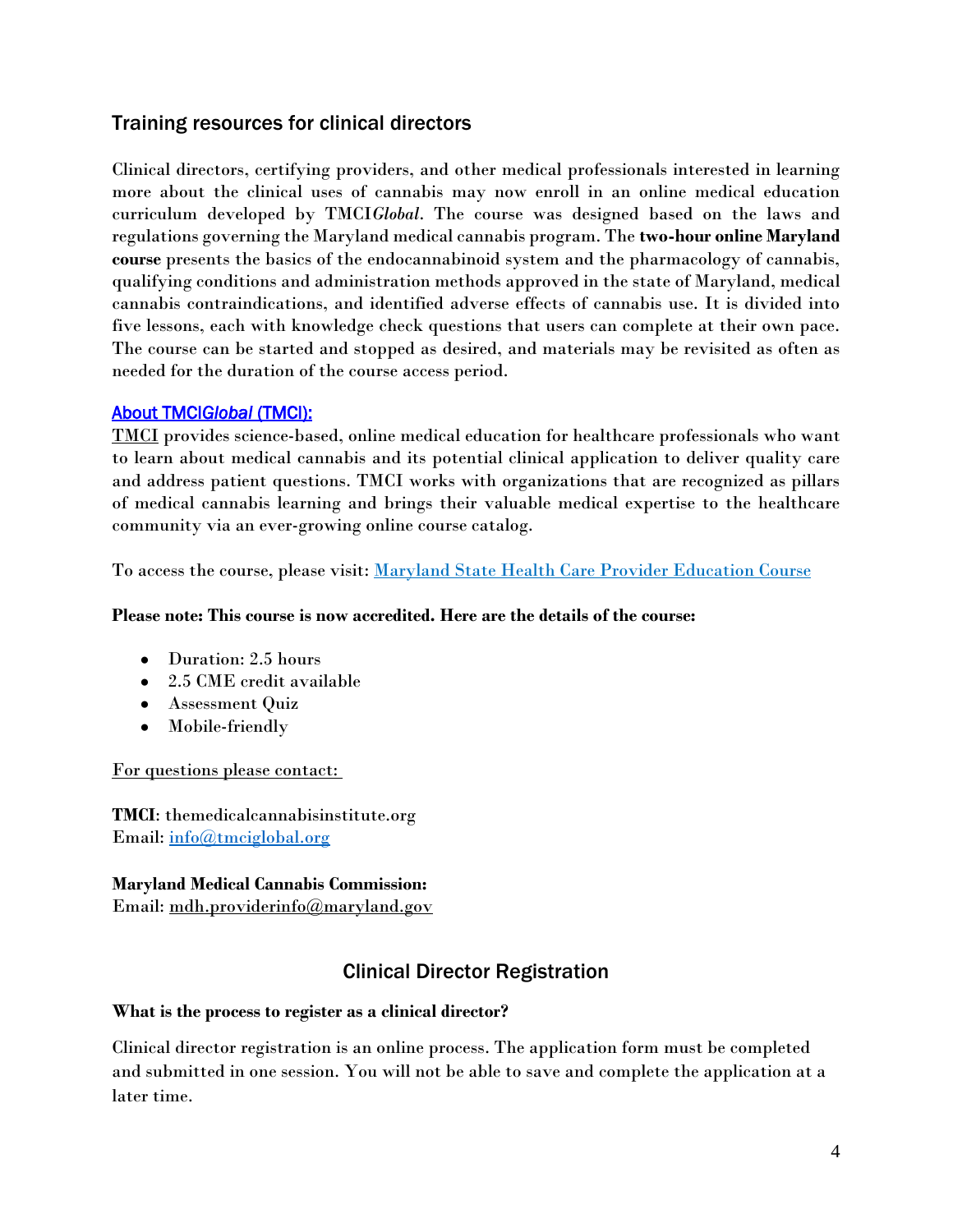## Training resources for clinical directors

Clinical directors, certifying providers, and other medical professionals interested in learning more about the clinical uses of cannabis may now enroll in an online medical education curriculum developed by TMCI*Global*. The course was designed based on the laws and regulations governing the Maryland medical cannabis program. The **two-hour online Maryland course** presents the basics of the endocannabinoid system and the pharmacology of cannabis, qualifying conditions and administration methods approved in the state of Maryland, medical cannabis contraindications, and identified adverse effects of cannabis use. It is divided into five lessons, each with knowledge check questions that users can complete at their own pace. The course can be started and stopped as desired, and materials may be revisited as often as needed for the duration of the course access period.

### About TMCI*Global* (TMCI):

TMCI provides science-based, online medical education for healthcare professionals who want to learn about medical cannabis and its potential clinical application to deliver quality care and address patient questions. TMCI works with organizations that are recognized as pillars of medical cannabis learning and brings their valuable medical expertise to the healthcare community via an ever-growing online course catalog.

To access the course, please visit: Maryland State Health Care Provider Education Course

**Please note: This course is now accredited. Here are the details of the course:**

- Duration: 2.5 hours
- 2.5 CME credit available
- Assessment Quiz
- Mobile-friendly

For questions please contact:

**TMCI**: themedicalcannabisinstitute.org
Email: info@tmciglobal.org

**Maryland Medical Cannabis Commission:**
Email: mdh.providerinfo@maryland.gov

## Clinical Director Registration

**What is the process to register as a clinical director?**

Clinical director registration is an online process. The application form must be completed and submitted in one session. You will not be able to save and complete the application at a later time.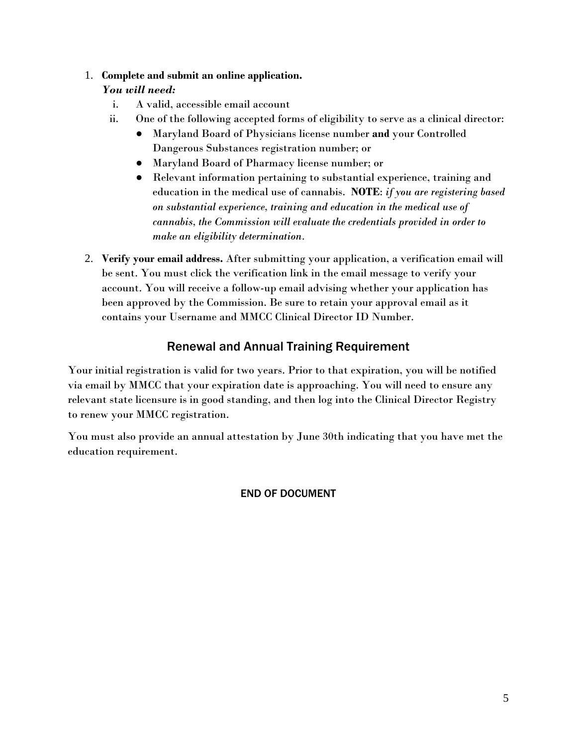1. **Complete and submit an online application.**
   ***You will need:***
   i. A valid, accessible email account
   ii. One of the following accepted forms of eligibility to serve as a clinical director:
      - Maryland Board of Physicians license number **and** your Controlled Dangerous Substances registration number; or
      - Maryland Board of Pharmacy license number; or
      - Relevant information pertaining to substantial experience, training and education in the medical use of cannabis. **NOTE**: *if you are registering based on substantial experience, training and education in the medical use of cannabis, the Commission will evaluate the credentials provided in order to make an eligibility determination*.

2. **Verify your email address.** After submitting your application, a verification email will be sent. You must click the verification link in the email message to verify your account. You will receive a follow-up email advising whether your application has been approved by the Commission. Be sure to retain your approval email as it contains your Username and MMCC Clinical Director ID Number.

## Renewal and Annual Training Requirement

Your initial registration is valid for two years. Prior to that expiration, you will be notified via email by MMCC that your expiration date is approaching. You will need to ensure any relevant state licensure is in good standing, and then log into the Clinical Director Registry to renew your MMCC registration.

You must also provide an annual attestation by June 30th indicating that you have met the education requirement.

END OF DOCUMENT